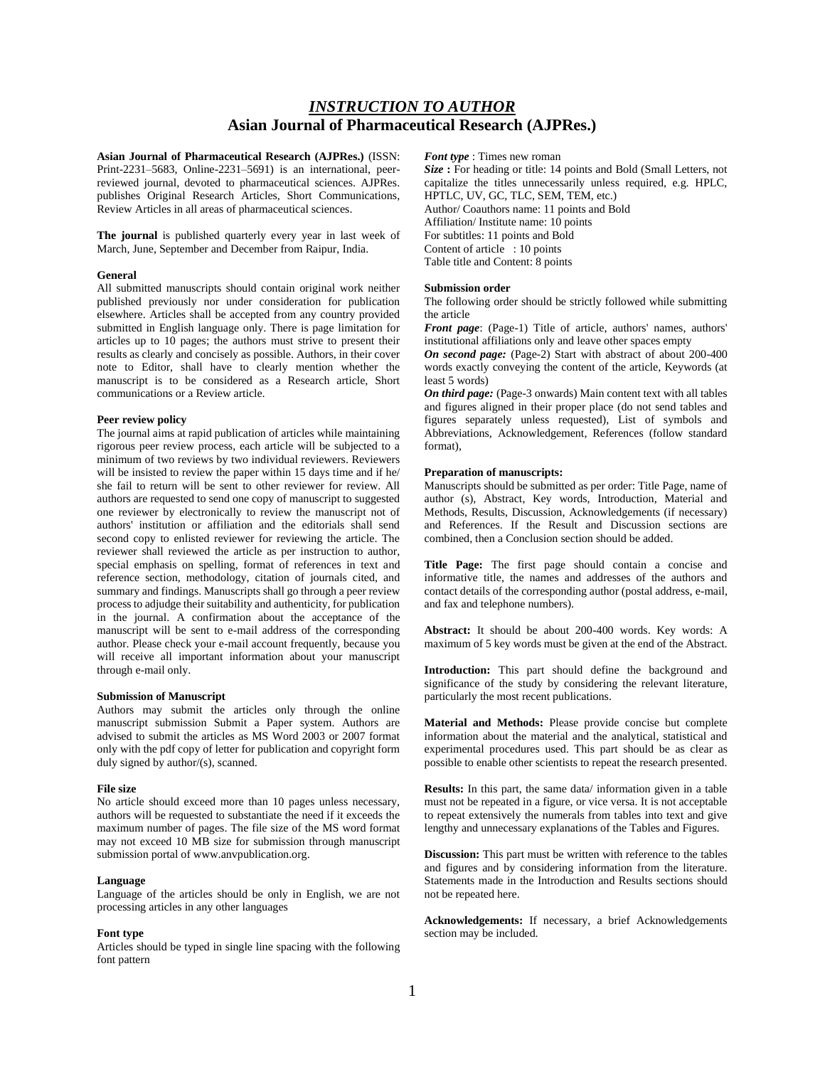# *INSTRUCTION TO AUTHOR*
# Asian Journal of Pharmaceutical Research (AJPRes.)

**Asian Journal of Pharmaceutical Research (AJPRes.)** (ISSN: Print-2231–5683, Online-2231–5691) is an international, peer-reviewed journal, devoted to pharmaceutical sciences. AJPRes. publishes Original Research Articles, Short Communications, Review Articles in all areas of pharmaceutical sciences.

**The journal** is published quarterly every year in last week of March, June, September and December from Raipur, India.

### General

All submitted manuscripts should contain original work neither published previously nor under consideration for publication elsewhere. Articles shall be accepted from any country provided submitted in English language only. There is page limitation for articles up to 10 pages; the authors must strive to present their results as clearly and concisely as possible. Authors, in their cover note to Editor, shall have to clearly mention whether the manuscript is to be considered as a Research article, Short communications or a Review article.

### Peer review policy

The journal aims at rapid publication of articles while maintaining rigorous peer review process, each article will be subjected to a minimum of two reviews by two individual reviewers. Reviewers will be insisted to review the paper within 15 days time and if he/ she fail to return will be sent to other reviewer for review. All authors are requested to send one copy of manuscript to suggested one reviewer by electronically to review the manuscript not of authors' institution or affiliation and the editorials shall send second copy to enlisted reviewer for reviewing the article. The reviewer shall reviewed the article as per instruction to author, special emphasis on spelling, format of references in text and reference section, methodology, citation of journals cited, and summary and findings. Manuscripts shall go through a peer review process to adjudge their suitability and authenticity, for publication in the journal. A confirmation about the acceptance of the manuscript will be sent to e-mail address of the corresponding author. Please check your e-mail account frequently, because you will receive all important information about your manuscript through e-mail only.

### Submission of Manuscript

Authors may submit the articles only through the online manuscript submission Submit a Paper system. Authors are advised to submit the articles as MS Word 2003 or 2007 format only with the pdf copy of letter for publication and copyright form duly signed by author/(s), scanned.

### File size

No article should exceed more than 10 pages unless necessary, authors will be requested to substantiate the need if it exceeds the maximum number of pages. The file size of the MS word format may not exceed 10 MB size for submission through manuscript submission portal of www.anvpublication.org.

### Language

Language of the articles should be only in English, we are not processing articles in any other languages

### Font type

Articles should be typed in single line spacing with the following font pattern

***Font type*** : Times new roman

***Size*** **:** For heading or title: 14 points and Bold (Small Letters, not capitalize the titles unnecessarily unless required, e.g. HPLC, HPTLC, UV, GC, TLC, SEM, TEM, etc.)
Author/ Coauthors name: 11 points and Bold
Affiliation/ Institute name: 10 points
For subtitles: 11 points and Bold
Content of article : 10 points
Table title and Content: 8 points

### Submission order

The following order should be strictly followed while submitting the article

***Front page***: (Page-1) Title of article, authors' names, authors' institutional affiliations only and leave other spaces empty

***On second page:*** (Page-2) Start with abstract of about 200-400 words exactly conveying the content of the article, Keywords (at least 5 words)

***On third page:*** (Page-3 onwards) Main content text with all tables and figures aligned in their proper place (do not send tables and figures separately unless requested), List of symbols and Abbreviations, Acknowledgement, References (follow standard format),

### Preparation of manuscripts:

Manuscripts should be submitted as per order: Title Page, name of author (s), Abstract, Key words, Introduction, Material and Methods, Results, Discussion, Acknowledgements (if necessary) and References. If the Result and Discussion sections are combined, then a Conclusion section should be added.

**Title Page:** The first page should contain a concise and informative title, the names and addresses of the authors and contact details of the corresponding author (postal address, e-mail, and fax and telephone numbers).

**Abstract:** It should be about 200-400 words. Key words: A maximum of 5 key words must be given at the end of the Abstract.

**Introduction:** This part should define the background and significance of the study by considering the relevant literature, particularly the most recent publications.

**Material and Methods:** Please provide concise but complete information about the material and the analytical, statistical and experimental procedures used. This part should be as clear as possible to enable other scientists to repeat the research presented.

**Results:** In this part, the same data/ information given in a table must not be repeated in a figure, or vice versa. It is not acceptable to repeat extensively the numerals from tables into text and give lengthy and unnecessary explanations of the Tables and Figures.

**Discussion:** This part must be written with reference to the tables and figures and by considering information from the literature. Statements made in the Introduction and Results sections should not be repeated here.

**Acknowledgements:** If necessary, a brief Acknowledgements section may be included.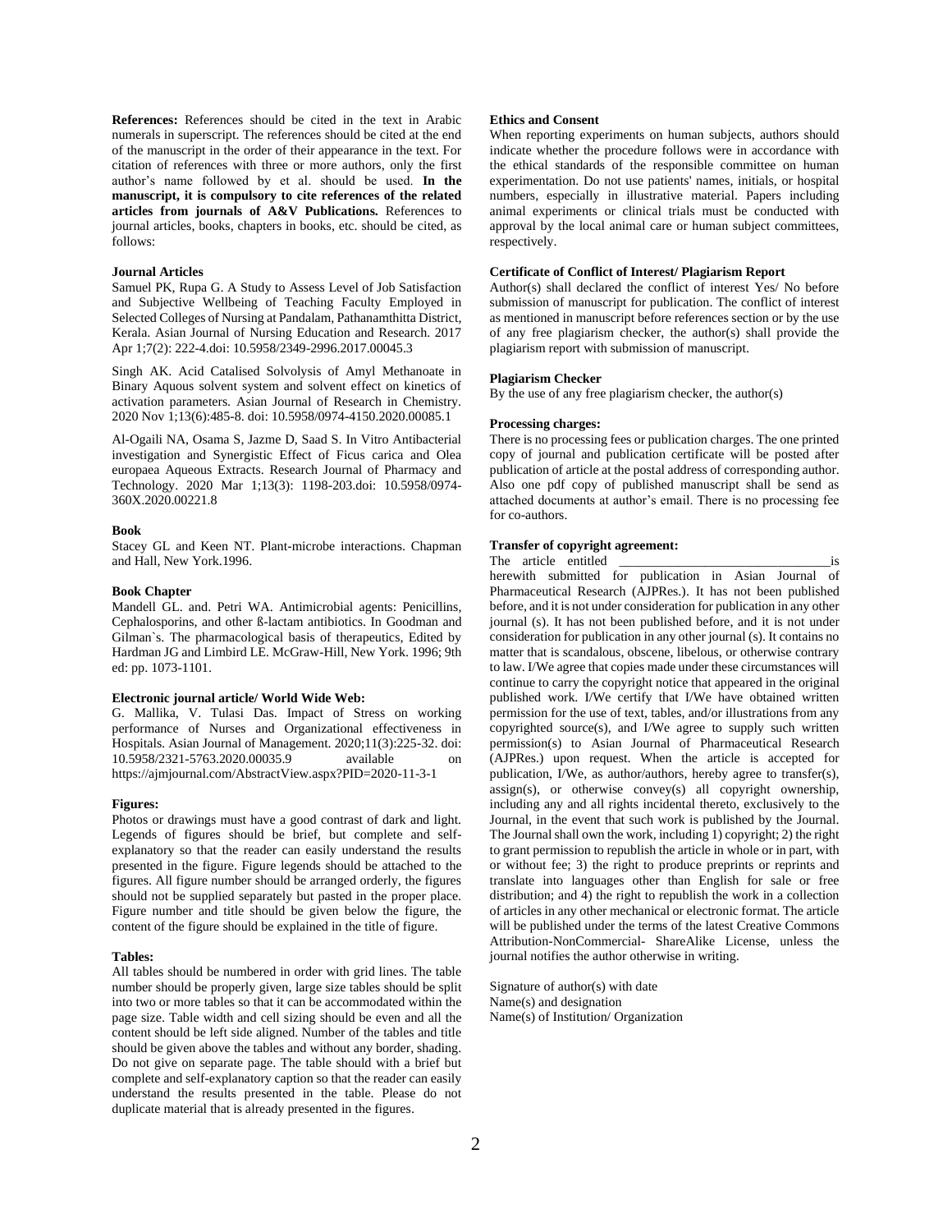**References:** References should be cited in the text in Arabic numerals in superscript. The references should be cited at the end of the manuscript in the order of their appearance in the text. For citation of references with three or more authors, only the first author's name followed by et al. should be used. **In the manuscript, it is compulsory to cite references of the related articles from journals of A&V Publications.** References to journal articles, books, chapters in books, etc. should be cited, as follows:

#### Journal Articles

Samuel PK, Rupa G. A Study to Assess Level of Job Satisfaction and Subjective Wellbeing of Teaching Faculty Employed in Selected Colleges of Nursing at Pandalam, Pathanamthitta District, Kerala. Asian Journal of Nursing Education and Research. 2017 Apr 1;7(2): 222-4.doi: 10.5958/2349-2996.2017.00045.3

Singh AK. Acid Catalised Solvolysis of Amyl Methanoate in Binary Aquous solvent system and solvent effect on kinetics of activation parameters. Asian Journal of Research in Chemistry. 2020 Nov 1;13(6):485-8. doi: 10.5958/0974-4150.2020.00085.1

Al-Ogaili NA, Osama S, Jazme D, Saad S. In Vitro Antibacterial investigation and Synergistic Effect of Ficus carica and Olea europaea Aqueous Extracts. Research Journal of Pharmacy and Technology. 2020 Mar 1;13(3): 1198-203.doi: 10.5958/0974-360X.2020.00221.8

#### Book

Stacey GL and Keen NT. Plant-microbe interactions. Chapman and Hall, New York.1996.

#### Book Chapter

Mandell GL. and. Petri WA. Antimicrobial agents: Penicillins, Cephalosporins, and other ß-lactam antibiotics. In Goodman and Gilman`s. The pharmacological basis of therapeutics, Edited by Hardman JG and Limbird LE. McGraw-Hill, New York. 1996; 9th ed: pp. 1073-1101.

#### Electronic journal article/ World Wide Web:

G. Mallika, V. Tulasi Das. Impact of Stress on working performance of Nurses and Organizational effectiveness in Hospitals. Asian Journal of Management. 2020;11(3):225-32. doi: 10.5958/2321-5763.2020.00035.9 available on https://ajmjournal.com/AbstractView.aspx?PID=2020-11-3-1

#### Figures:

Photos or drawings must have a good contrast of dark and light. Legends of figures should be brief, but complete and self-explanatory so that the reader can easily understand the results presented in the figure. Figure legends should be attached to the figures. All figure number should be arranged orderly, the figures should not be supplied separately but pasted in the proper place. Figure number and title should be given below the figure, the content of the figure should be explained in the title of figure.

#### Tables:

All tables should be numbered in order with grid lines. The table number should be properly given, large size tables should be split into two or more tables so that it can be accommodated within the page size. Table width and cell sizing should be even and all the content should be left side aligned. Number of the tables and title should be given above the tables and without any border, shading. Do not give on separate page. The table should with a brief but complete and self-explanatory caption so that the reader can easily understand the results presented in the table. Please do not duplicate material that is already presented in the figures.

#### Ethics and Consent

When reporting experiments on human subjects, authors should indicate whether the procedure follows were in accordance with the ethical standards of the responsible committee on human experimentation. Do not use patients' names, initials, or hospital numbers, especially in illustrative material. Papers including animal experiments or clinical trials must be conducted with approval by the local animal care or human subject committees, respectively.

#### Certificate of Conflict of Interest/ Plagiarism Report

Author(s) shall declared the conflict of interest Yes/ No before submission of manuscript for publication. The conflict of interest as mentioned in manuscript before references section or by the use of any free plagiarism checker, the author(s) shall provide the plagiarism report with submission of manuscript.

#### Plagiarism Checker

By the use of any free plagiarism checker, the author(s)

#### Processing charges:

There is no processing fees or publication charges. The one printed copy of journal and publication certificate will be posted after publication of article at the postal address of corresponding author. Also one pdf copy of published manuscript shall be send as attached documents at author's email. There is no processing fee for co-authors.

#### Transfer of copyright agreement:

The article entitled ________________________________ is herewith submitted for publication in Asian Journal of Pharmaceutical Research (AJPRes.). It has not been published before, and it is not under consideration for publication in any other journal (s). It has not been published before, and it is not under consideration for publication in any other journal (s). It contains no matter that is scandalous, obscene, libelous, or otherwise contrary to law. I/We agree that copies made under these circumstances will continue to carry the copyright notice that appeared in the original published work. I/We certify that I/We have obtained written permission for the use of text, tables, and/or illustrations from any copyrighted source(s), and I/We agree to supply such written permission(s) to Asian Journal of Pharmaceutical Research (AJPRes.) upon request. When the article is accepted for publication, I/We, as author/authors, hereby agree to transfer(s), assign(s), or otherwise convey(s) all copyright ownership, including any and all rights incidental thereto, exclusively to the Journal, in the event that such work is published by the Journal. The Journal shall own the work, including 1) copyright; 2) the right to grant permission to republish the article in whole or in part, with or without fee; 3) the right to produce preprints or reprints and translate into languages other than English for sale or free distribution; and 4) the right to republish the work in a collection of articles in any other mechanical or electronic format. The article will be published under the terms of the latest Creative Commons Attribution-NonCommercial- ShareAlike License, unless the journal notifies the author otherwise in writing.

Signature of author(s) with date
Name(s) and designation
Name(s) of Institution/ Organization